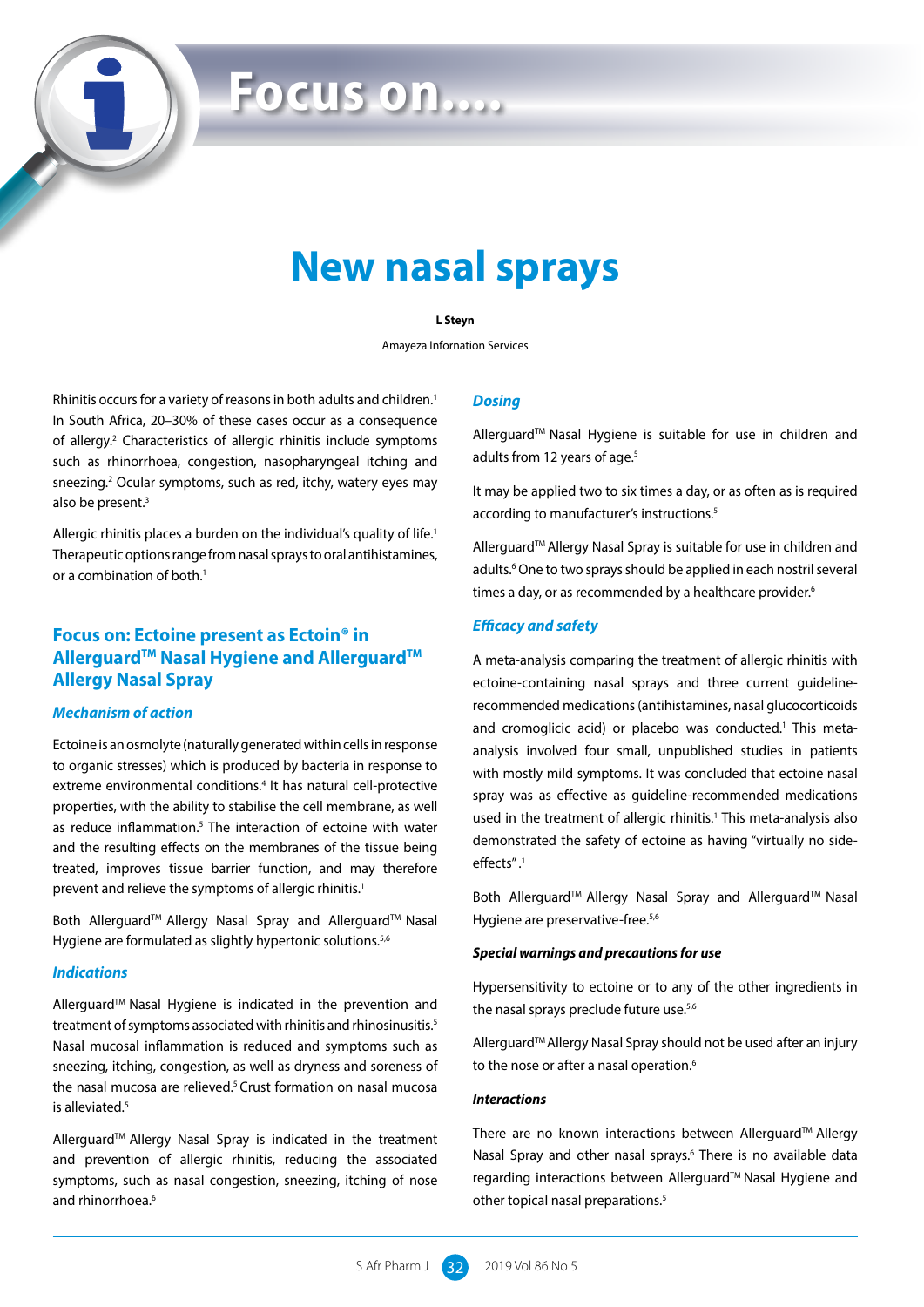Focus on....

# New nasal sprays

**L Steyn**

Amayeza Information Services

Rhinitis occurs for a variety of reasons in both adults and children.[1] In South Africa, 20–30% of these cases occur as a consequence of allergy.[2] Characteristics of allergic rhinitis include symptoms such as rhinorrhoea, congestion, nasopharyngeal itching and sneezing.[2] Ocular symptoms, such as red, itchy, watery eyes may also be present.[3]

Allergic rhinitis places a burden on the individual's quality of life.[1] Therapeutic options range from nasal sprays to oral antihistamines, or a combination of both.[1]

## Focus on: Ectoine present as Ectoin® in Allerguard™ Nasal Hygiene and Allerguard™ Allergy Nasal Spray

### *Mechanism of action*

Ectoine is an osmolyte (naturally generated within cells in response to organic stresses) which is produced by bacteria in response to extreme environmental conditions.[4] It has natural cell-protective properties, with the ability to stabilise the cell membrane, as well as reduce inflammation.[5] The interaction of ectoine with water and the resulting effects on the membranes of the tissue being treated, improves tissue barrier function, and may therefore prevent and relieve the symptoms of allergic rhinitis.[1]

Both Allerguard™ Allergy Nasal Spray and Allerguard™ Nasal Hygiene are formulated as slightly hypertonic solutions.[5,6]

### *Indications*

Allerguard™ Nasal Hygiene is indicated in the prevention and treatment of symptoms associated with rhinitis and rhinosinusitis.[5] Nasal mucosal inflammation is reduced and symptoms such as sneezing, itching, congestion, as well as dryness and soreness of the nasal mucosa are relieved.[5] Crust formation on nasal mucosa is alleviated.[5]

Allerguard™ Allergy Nasal Spray is indicated in the treatment and prevention of allergic rhinitis, reducing the associated symptoms, such as nasal congestion, sneezing, itching of nose and rhinorrhoea.[6]

### *Dosing*

Allerguard™ Nasal Hygiene is suitable for use in children and adults from 12 years of age.[5]

It may be applied two to six times a day, or as often as is required according to manufacturer's instructions.[5]

Allerguard™ Allergy Nasal Spray is suitable for use in children and adults.[6] One to two sprays should be applied in each nostril several times a day, or as recommended by a healthcare provider.[6]

### *Efficacy and safety*

A meta-analysis comparing the treatment of allergic rhinitis with ectoine-containing nasal sprays and three current guideline-recommended medications (antihistamines, nasal glucocorticoids and cromoglicic acid) or placebo was conducted.[1] This meta-analysis involved four small, unpublished studies in patients with mostly mild symptoms. It was concluded that ectoine nasal spray was as effective as guideline-recommended medications used in the treatment of allergic rhinitis.[1] This meta-analysis also demonstrated the safety of ectoine as having "virtually no side-effects".[1]

Both Allerguard™ Allergy Nasal Spray and Allerguard™ Nasal Hygiene are preservative-free.[5,6]

#### *Special warnings and precautions for use*

Hypersensitivity to ectoine or to any of the other ingredients in the nasal sprays preclude future use.[5,6]

Allerguard™ Allergy Nasal Spray should not be used after an injury to the nose or after a nasal operation.[6]

#### *Interactions*

There are no known interactions between Allerguard™ Allergy Nasal Spray and other nasal sprays.[6] There is no available data regarding interactions between Allerguard™ Nasal Hygiene and other topical nasal preparations.[5]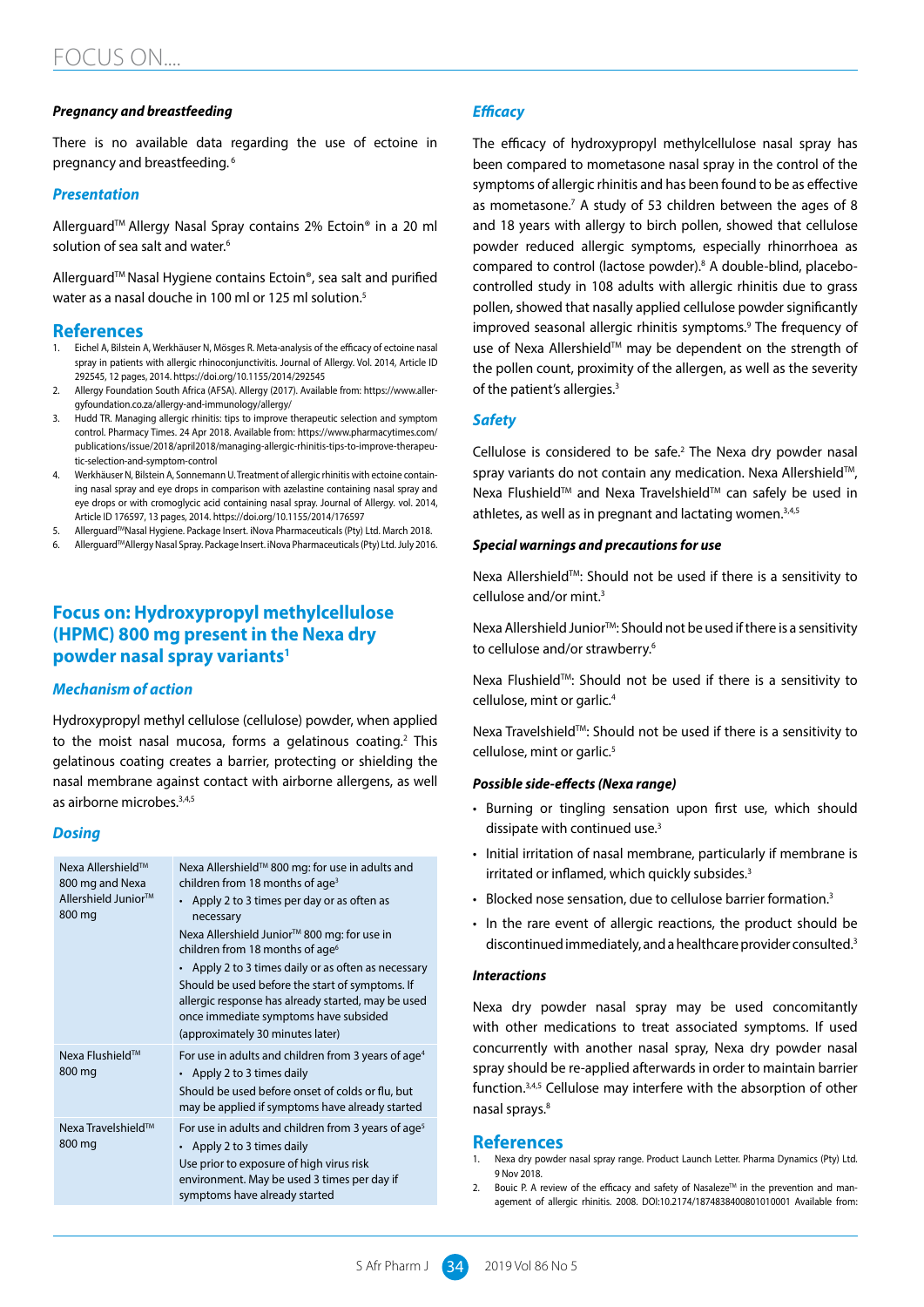#### *Pregnancy and breastfeeding*

There is no available data regarding the use of ectoine in pregnancy and breastfeeding.[6]

### *Presentation*

Allerguard™ Allergy Nasal Spray contains 2% Ectoin® in a 20 ml solution of sea salt and water.[6]

Allerguard™ Nasal Hygiene contains Ectoin®, sea salt and purified water as a nasal douche in 100 ml or 125 ml solution.[5]

## References

1. Eichel A, Bilstein A, Werkhäuser N, Mösges R. Meta-analysis of the efficacy of ectoine nasal spray in patients with allergic rhinoconjunctivitis. Journal of Allergy. Vol. 2014, Article ID 292545, 12 pages, 2014. https://doi.org/10.1155/2014/292545
2. Allergy Foundation South Africa (AFSA). Allergy (2017). Available from: https://www.allergyfoundation.co.za/allergy-and-immunology/allergy/
3. Hudd TR. Managing allergic rhinitis: tips to improve therapeutic selection and symptom control. Pharmacy Times. 24 Apr 2018. Available from: https://www.pharmacytimes.com/publications/issue/2018/april2018/managing-allergic-rhinitis-tips-to-improve-therapeutic-selection-and-symptom-control
4. Werkhäuser N, Bilstein A, Sonnemann U. Treatment of allergic rhinitis with ectoine containing nasal spray and eye drops in comparison with azelastine containing nasal spray and eye drops or with cromoglycic acid containing nasal spray. Journal of Allergy. vol. 2014, Article ID 176597, 13 pages, 2014. https://doi.org/10.1155/2014/176597
5. Allerguard™Nasal Hygiene. Package Insert. iNova Pharmaceuticals (Pty) Ltd. March 2018.
6. Allerguard™Allergy Nasal Spray. Package Insert. iNova Pharmaceuticals (Pty) Ltd. July 2016.

## Focus on: Hydroxypropyl methylcellulose (HPMC) 800 mg present in the Nexa dry powder nasal spray variants[1]

### *Mechanism of action*

Hydroxypropyl methyl cellulose (cellulose) powder, when applied to the moist nasal mucosa, forms a gelatinous coating.[2] This gelatinous coating creates a barrier, protecting or shielding the nasal membrane against contact with airborne allergens, as well as airborne microbes.[3,4,5]

### *Dosing*

| Product | Dosing |
|---|---|
| Nexa Allershield™ 800 mg and Nexa Allershield Junior™ 800 mg | Nexa Allershield™ 800 mg: for use in adults and children from 18 months of age[3]<br>• Apply 2 to 3 times per day or as often as necessary<br>Nexa Allershield Junior™ 800 mg: for use in children from 18 months of age[6]<br>• Apply 2 to 3 times daily or as often as necessary<br>Should be used before the start of symptoms. If allergic response has already started, may be used once immediate symptoms have subsided (approximately 30 minutes later) |
| Nexa Flushield™ 800 mg | For use in adults and children from 3 years of age[4]<br>• Apply 2 to 3 times daily<br>Should be used before onset of colds or flu, but may be applied if symptoms have already started |
| Nexa Travelshield™ 800 mg | For use in adults and children from 3 years of age[5]<br>• Apply 2 to 3 times daily<br>Use prior to exposure of high virus risk environment. May be used 3 times per day if symptoms have already started |

### *Efficacy*

The efficacy of hydroxypropyl methylcellulose nasal spray has been compared to mometasone nasal spray in the control of the symptoms of allergic rhinitis and has been found to be as effective as mometasone.[7] A study of 53 children between the ages of 8 and 18 years with allergy to birch pollen, showed that cellulose powder reduced allergic symptoms, especially rhinorrhoea as compared to control (lactose powder).[8] A double-blind, placebo-controlled study in 108 adults with allergic rhinitis due to grass pollen, showed that nasally applied cellulose powder significantly improved seasonal allergic rhinitis symptoms.[9] The frequency of use of Nexa Allershield™ may be dependent on the strength of the pollen count, proximity of the allergen, as well as the severity of the patient's allergies.[3]

### *Safety*

Cellulose is considered to be safe.[2] The Nexa dry powder nasal spray variants do not contain any medication. Nexa Allershield™, Nexa Flushield™ and Nexa Travelshield™ can safely be used in athletes, as well as in pregnant and lactating women.[3,4,5]

#### *Special warnings and precautions for use*

Nexa Allershield™: Should not be used if there is a sensitivity to cellulose and/or mint.[3]

Nexa Allershield Junior™: Should not be used if there is a sensitivity to cellulose and/or strawberry.[6]

Nexa Flushield™: Should not be used if there is a sensitivity to cellulose, mint or garlic.[4]

Nexa Travelshield™: Should not be used if there is a sensitivity to cellulose, mint or garlic.[5]

#### *Possible side-effects (Nexa range)*

- Burning or tingling sensation upon first use, which should dissipate with continued use.[3]
- Initial irritation of nasal membrane, particularly if membrane is irritated or inflamed, which quickly subsides.[3]
- Blocked nose sensation, due to cellulose barrier formation.[3]
- In the rare event of allergic reactions, the product should be discontinued immediately, and a healthcare provider consulted.[3]

#### *Interactions*

Nexa dry powder nasal spray may be used concomitantly with other medications to treat associated symptoms. If used concurrently with another nasal spray, Nexa dry powder nasal spray should be re-applied afterwards in order to maintain barrier function.[3,4,5] Cellulose may interfere with the absorption of other nasal sprays.[8]

## References

1. Nexa dry powder nasal spray range. Product Launch Letter. Pharma Dynamics (Pty) Ltd. 9 Nov 2018.
2. Bouic P. A review of the efficacy and safety of Nasaleze™ in the prevention and management of allergic rhinitis. 2008. DOI:10.2174/1874838400801010001 Available from: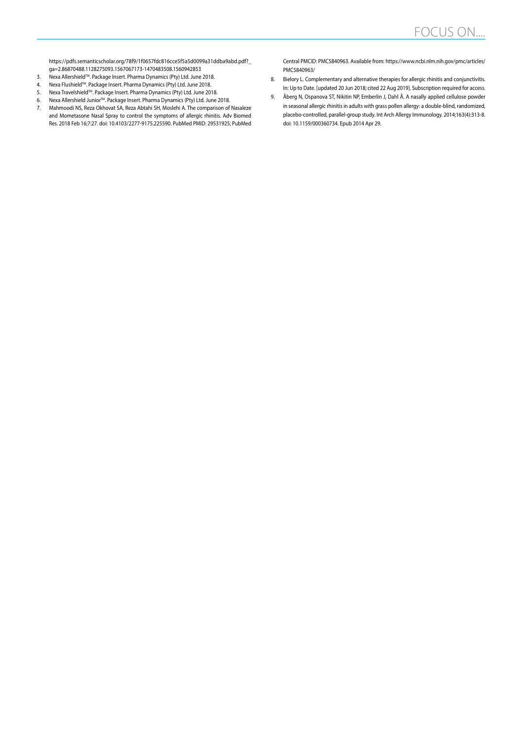https://pdfs.semanticscholar.org/78f9/1f0657fdc816cce5f5a5d0099a31ddba9abd.pdf?_ga=2.86870488.1128275093.1567067173-1470483508.1560942853

3. Nexa Allershield™. Package Insert. Pharma Dynamics (Pty) Ltd. June 2018.
4. Nexa Flushield™. Package Insert. Pharma Dynamics (Pty) Ltd. June 2018.
5. Nexa Travelshield™. Package Insert. Pharma Dynamics (Pty) Ltd. June 2018.
6. Nexa Allershield Junior™. Package Insert. Pharma Dynamics (Pty) Ltd. June 2018.
7. Mahmoodi NS, Reza Okhovat SA, Reza Abtahi SH, Moslehi A. The comparison of Nasaleze and Mometasone Nasal Spray to control the symptoms of allergic rhinitis. Adv Biomed Res. 2018 Feb 16;7:27. doi: 10.4103/2277-9175.225590. PubMed PMID: 29531925; PubMed Central PMCID: PMC5840963. Available from: https://www.ncbi.nlm.nih.gov/pmc/articles/PMC5840963/
8. Bielory L. Complementary and alternative therapies for allergic rhinitis and conjunctivitis. In: Up to Date. [updated 20 Jun 2018; cited 22 Aug 2019]. Subscription required for access.
9. Åberg N, Ospanova ST, Nikitin NP, Emberlin J, Dahl Å. A nasally applied cellulose powder in seasonal allergic rhinitis in adults with grass pollen allergy: a double-blind, randomized, placebo-controlled, parallel-group study. Int Arch Allergy Immunology. 2014;163(4):313-8. doi: 10.1159/000360734. Epub 2014 Apr 29.